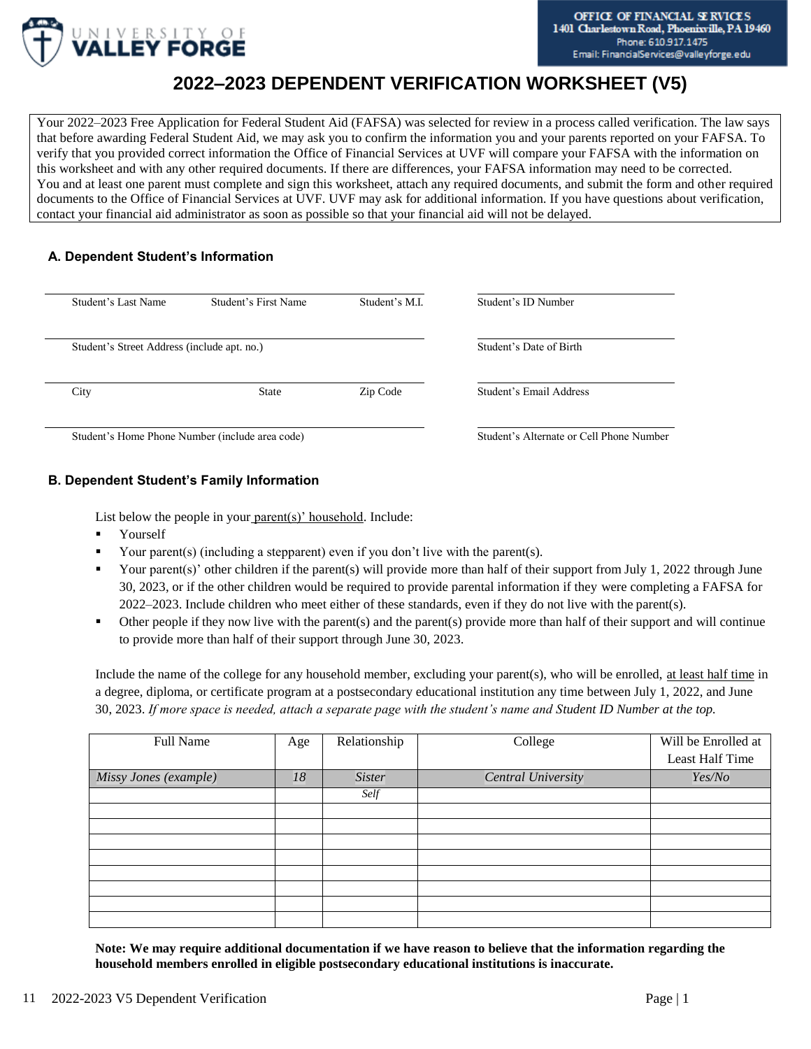UNIVERSITY OF VALLEY FORGE

OFFICE OF FINANCIAL SERVICES
1401 Charlestown Road, Phoenixville, PA 19460
Phone: 610.917.1475
Email: FinancialServices@valleyforge.edu

# 2022–2023 DEPENDENT VERIFICATION WORKSHEET (V5)

Your 2022–2023 Free Application for Federal Student Aid (FAFSA) was selected for review in a process called verification. The law says that before awarding Federal Student Aid, we may ask you to confirm the information you and your parents reported on your FAFSA. To verify that you provided correct information the Office of Financial Services at UVF will compare your FAFSA with the information on this worksheet and with any other required documents. If there are differences, your FAFSA information may need to be corrected. You and at least one parent must complete and sign this worksheet, attach any required documents, and submit the form and other required documents to the Office of Financial Services at UVF. UVF may ask for additional information. If you have questions about verification, contact your financial aid administrator as soon as possible so that your financial aid will not be delayed.

### A. Dependent Student's Information

| | | | |
|---|---|---|---|
| Student's Last Name | Student's First Name | Student's M.I. | Student's ID Number |
| Student's Street Address (include apt. no.) | | | Student's Date of Birth |
| City | State | Zip Code | Student's Email Address |
| Student's Home Phone Number (include area code) | | | Student's Alternate or Cell Phone Number |

### B. Dependent Student's Family Information

List below the people in your parent(s)' household. Include:

- Yourself
- Your parent(s) (including a stepparent) even if you don't live with the parent(s).
- Your parent(s)' other children if the parent(s) will provide more than half of their support from July 1, 2022 through June 30, 2023, or if the other children would be required to provide parental information if they were completing a FAFSA for 2022–2023. Include children who meet either of these standards, even if they do not live with the parent(s).
- Other people if they now live with the parent(s) and the parent(s) provide more than half of their support and will continue to provide more than half of their support through June 30, 2023.

Include the name of the college for any household member, excluding your parent(s), who will be enrolled, at least half time in a degree, diploma, or certificate program at a postsecondary educational institution any time between July 1, 2022, and June 30, 2023. *If more space is needed, attach a separate page with the student's name and Student ID Number at the top.*

| Full Name | Age | Relationship | College | Will be Enrolled at Least Half Time |
|---|---|---|---|---|
| *Missy Jones (example)* | *18* | *Sister* | *Central University* | *Yes/No* |
| | | *Self* | | |
| | | | | |
| | | | | |
| | | | | |
| | | | | |
| | | | | |
| | | | | |
| | | | | |
| | | | | |

**Note: We may require additional documentation if we have reason to believe that the information regarding the household members enrolled in eligible postsecondary educational institutions is inaccurate.**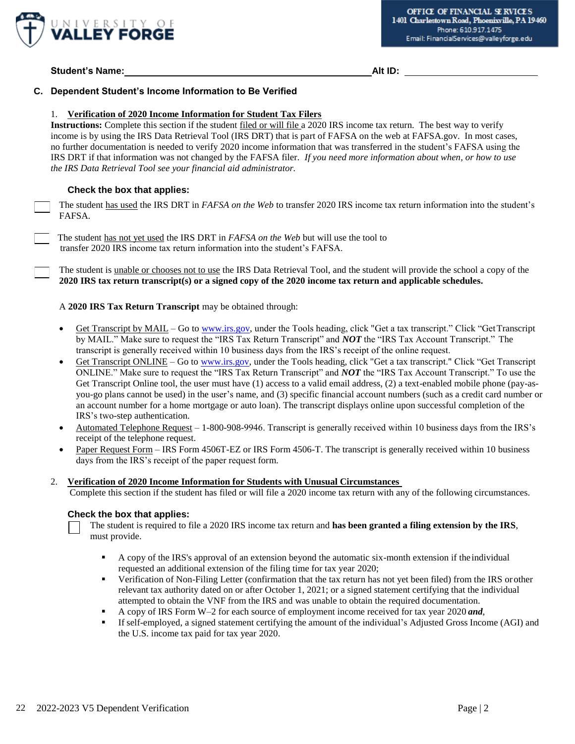UNIVERSITY OF VALLEY FORGE

**OFFICE OF FINANCIAL SERVICES**
1401 Charlestown Road, Phoenixville, PA 19460
Phone: 610.917.1475
Email: FinancialServices@valleyforge.edu

**Student's Name:** ______________________________ **Alt ID:** ____________________

### C. Dependent Student's Income Information to Be Verified

1. **Verification of 2020 Income Information for Student Tax Filers**

**Instructions:** Complete this section if the student filed or will file a 2020 IRS income tax return. The best way to verify income is by using the IRS Data Retrieval Tool (IRS DRT) that is part of FAFSA on the web at FAFSA.gov. In most cases, no further documentation is needed to verify 2020 income information that was transferred in the student's FAFSA using the IRS DRT if that information was not changed by the FAFSA filer. *If you need more information about when, or how to use the IRS Data Retrieval Tool see your financial aid administrator.*

**Check the box that applies:**

☐ The student has used the IRS DRT in *FAFSA on the Web* to transfer 2020 IRS income tax return information into the student's FAFSA.

☐ The student has not yet used the IRS DRT in *FAFSA on the Web* but will use the tool to transfer 2020 IRS income tax return information into the student's FAFSA.

☐ The student is unable or chooses not to use the IRS Data Retrieval Tool, and the student will provide the school a copy of the **2020 IRS tax return transcript(s) or a signed copy of the 2020 income tax return and applicable schedules.**

A **2020 IRS Tax Return Transcript** may be obtained through:

- Get Transcript by MAIL – Go to www.irs.gov, under the Tools heading, click "Get a tax transcript." Click "Get Transcript by MAIL." Make sure to request the "IRS Tax Return Transcript" and ***NOT*** the "IRS Tax Account Transcript." The transcript is generally received within 10 business days from the IRS's receipt of the online request.
- Get Transcript ONLINE – Go to www.irs.gov, under the Tools heading, click "Get a tax transcript." Click "Get Transcript ONLINE." Make sure to request the "IRS Tax Return Transcript" and ***NOT*** the "IRS Tax Account Transcript." To use the Get Transcript Online tool, the user must have (1) access to a valid email address, (2) a text-enabled mobile phone (pay-as-you-go plans cannot be used) in the user's name, and (3) specific financial account numbers (such as a credit card number or an account number for a home mortgage or auto loan). The transcript displays online upon successful completion of the IRS's two-step authentication.
- Automated Telephone Request – 1-800-908-9946. Transcript is generally received within 10 business days from the IRS's receipt of the telephone request.
- Paper Request Form – IRS Form 4506T-EZ or IRS Form 4506-T. The transcript is generally received within 10 business days from the IRS's receipt of the paper request form.

2. **Verification of 2020 Income Information for Students with Unusual Circumstances**

Complete this section if the student has filed or will file a 2020 income tax return with any of the following circumstances.

**Check the box that applies:**

☐ The student is required to file a 2020 IRS income tax return and **has been granted a filing extension by the IRS**, must provide.

- A copy of the IRS's approval of an extension beyond the automatic six-month extension if the individual requested an additional extension of the filing time for tax year 2020;
- Verification of Non-Filing Letter (confirmation that the tax return has not yet been filed) from the IRS or other relevant tax authority dated on or after October 1, 2021; or a signed statement certifying that the individual attempted to obtain the VNF from the IRS and was unable to obtain the required documentation.
- A copy of IRS Form W–2 for each source of employment income received for tax year 2020 ***and***,
- If self-employed, a signed statement certifying the amount of the individual's Adjusted Gross Income (AGI) and the U.S. income tax paid for tax year 2020.

22 2022-2023 V5 Dependent Verification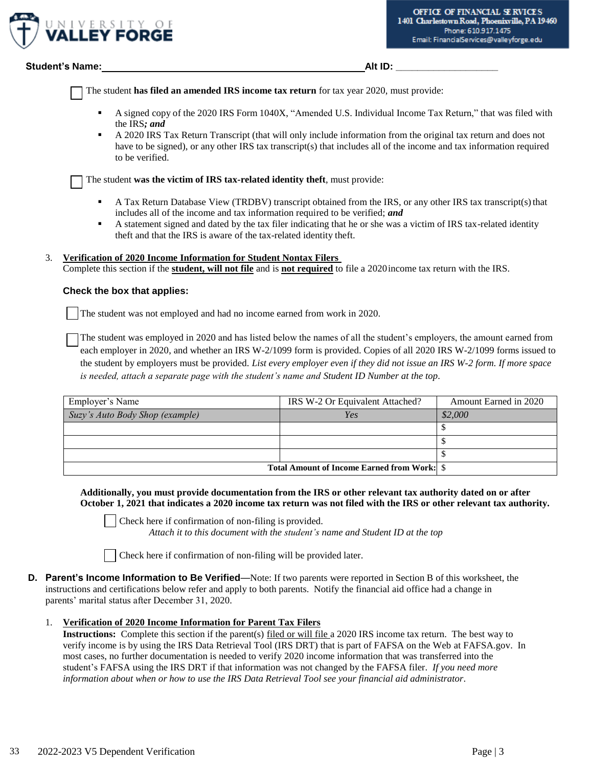**Student's Name:** ______________________________ **Alt ID:** ____________________

☐ The student **has filed an amended IRS income tax return** for tax year 2020, must provide:

- A signed copy of the 2020 IRS Form 1040X, "Amended U.S. Individual Income Tax Return," that was filed with the IRS***; and***
- A 2020 IRS Tax Return Transcript (that will only include information from the original tax return and does not have to be signed), or any other IRS tax transcript(s) that includes all of the income and tax information required to be verified.

☐ The student **was the victim of IRS tax-related identity theft**, must provide:

- A Tax Return Database View (TRDBV) transcript obtained from the IRS, or any other IRS tax transcript(s) that includes all of the income and tax information required to be verified; ***and***
- A statement signed and dated by the tax filer indicating that he or she was a victim of IRS tax-related identity theft and that the IRS is aware of the tax-related identity theft.

3. **Verification of 2020 Income Information for Student Nontax Filers**
   Complete this section if the **student, will not file** and is **not required** to file a 2020 income tax return with the IRS.

   **Check the box that applies:**

   ☐ The student was not employed and had no income earned from work in 2020.

   ☐ The student was employed in 2020 and has listed below the names of all the student's employers, the amount earned from each employer in 2020, and whether an IRS W-2/1099 form is provided. Copies of all 2020 IRS W-2/1099 forms issued to the student by employers must be provided. *List every employer even if they did not issue an IRS W-2 form. If more space is needed, attach a separate page with the student's name and Student ID Number at the top.*

| Employer's Name | IRS W-2 Or Equivalent Attached? | Amount Earned in 2020 |
|---|---|---|
| *Suzy's Auto Body Shop (example)* | *Yes* | *$2,000* |
| | | $ |
| | | $ |
| | | $ |
| | **Total Amount of Income Earned from Work:** | $ |

   **Additionally, you must provide documentation from the IRS or other relevant tax authority dated on or after October 1, 2021 that indicates a 2020 income tax return was not filed with the IRS or other relevant tax authority.**

   ☐ Check here if confirmation of non-filing is provided.
   *Attach it to this document with the student's name and Student ID at the top*

   ☐ Check here if confirmation of non-filing will be provided later.

**D. Parent's Income Information to Be Verified—**Note: If two parents were reported in Section B of this worksheet, the instructions and certifications below refer and apply to both parents. Notify the financial aid office had a change in parents' marital status after December 31, 2020.

1. **Verification of 2020 Income Information for Parent Tax Filers**
   **Instructions:** Complete this section if the parent(s) filed or will file a 2020 IRS income tax return. The best way to verify income is by using the IRS Data Retrieval Tool (IRS DRT) that is part of FAFSA on the Web at FAFSA.gov. In most cases, no further documentation is needed to verify 2020 income information that was transferred into the student's FAFSA using the IRS DRT if that information was not changed by the FAFSA filer. *If you need more information about when or how to use the IRS Data Retrieval Tool see your financial aid administrator.*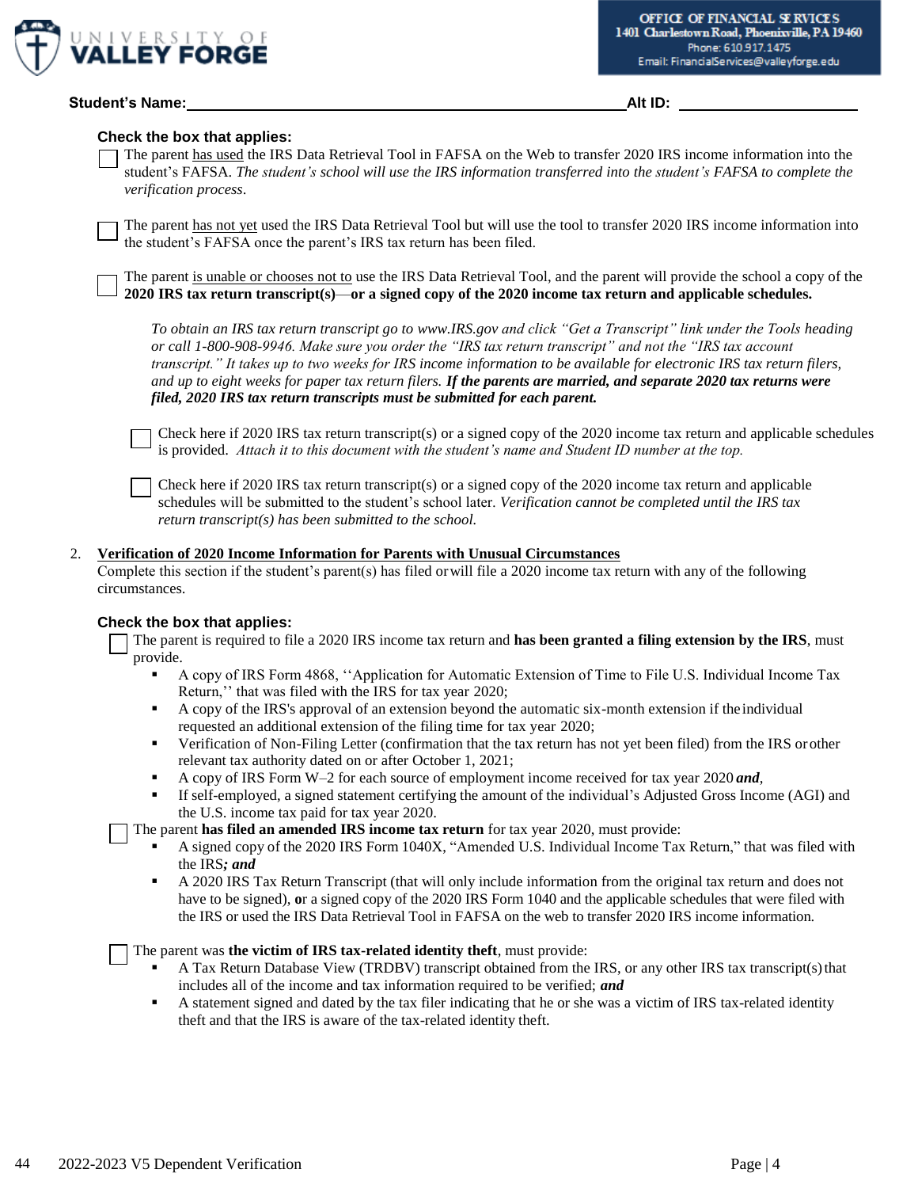UNIVERSITY OF **VALLEY FORGE**

**OFFICE OF FINANCIAL SERVICES**
1401 Charlestown Road, Phoenixville, PA 19460
Phone: 610.917.1475
Email: FinancialServices@valleyforge.edu

**Student's Name:**\_\_\_\_\_\_\_\_\_\_\_\_\_\_\_\_\_\_\_\_\_\_\_\_\_\_\_\_\_\_\_\_\_\_\_\_\_\_\_\_ **Alt ID:** \_\_\_\_\_\_\_\_\_\_\_\_\_\_\_\_\_\_\_\_

**Check the box that applies:**

☐ The parent has used the IRS Data Retrieval Tool in FAFSA on the Web to transfer 2020 IRS income information into the student's FAFSA. *The student's school will use the IRS information transferred into the student's FAFSA to complete the verification process.*

☐ The parent has not yet used the IRS Data Retrieval Tool but will use the tool to transfer 2020 IRS income information into the student's FAFSA once the parent's IRS tax return has been filed.

☐ The parent is unable or chooses not to use the IRS Data Retrieval Tool, and the parent will provide the school a copy of the **2020 IRS tax return transcript(s)**—**or a signed copy of the 2020 income tax return and applicable schedules.**

> *To obtain an IRS tax return transcript go to www.IRS.gov and click "Get a Transcript" link under the Tools heading or call 1-800-908-9946. Make sure you order the "IRS tax return transcript" and not the "IRS tax account transcript." It takes up to two weeks for IRS income information to be available for electronic IRS tax return filers, and up to eight weeks for paper tax return filers.* ***If the parents are married, and separate 2020 tax returns were filed, 2020 IRS tax return transcripts must be submitted for each parent.***

> ☐ Check here if 2020 IRS tax return transcript(s) or a signed copy of the 2020 income tax return and applicable schedules is provided. *Attach it to this document with the student's name and Student ID number at the top.*

> ☐ Check here if 2020 IRS tax return transcript(s) or a signed copy of the 2020 income tax return and applicable schedules will be submitted to the student's school later. *Verification cannot be completed until the IRS tax return transcript(s) has been submitted to the school.*

2. **Verification of 2020 Income Information for Parents with Unusual Circumstances**

Complete this section if the student's parent(s) has filed or will file a 2020 income tax return with any of the following circumstances.

**Check the box that applies:**

☐ The parent is required to file a 2020 IRS income tax return and **has been granted a filing extension by the IRS**, must provide.

- A copy of IRS Form 4868, ''Application for Automatic Extension of Time to File U.S. Individual Income Tax Return,'' that was filed with the IRS for tax year 2020;
- A copy of the IRS's approval of an extension beyond the automatic six-month extension if the individual requested an additional extension of the filing time for tax year 2020;
- Verification of Non-Filing Letter (confirmation that the tax return has not yet been filed) from the IRS or other relevant tax authority dated on or after October 1, 2021;
- A copy of IRS Form W–2 for each source of employment income received for tax year 2020 ***and***,
- If self-employed, a signed statement certifying the amount of the individual's Adjusted Gross Income (AGI) and the U.S. income tax paid for tax year 2020.

☐ The parent **has filed an amended IRS income tax return** for tax year 2020, must provide:

- A signed copy of the 2020 IRS Form 1040X, "Amended U.S. Individual Income Tax Return," that was filed with the IRS***; and***
- A 2020 IRS Tax Return Transcript (that will only include information from the original tax return and does not have to be signed), **o**r a signed copy of the 2020 IRS Form 1040 and the applicable schedules that were filed with the IRS or used the IRS Data Retrieval Tool in FAFSA on the web to transfer 2020 IRS income information.

☐ The parent was **the victim of IRS tax-related identity theft**, must provide:

- A Tax Return Database View (TRDBV) transcript obtained from the IRS, or any other IRS tax transcript(s) that includes all of the income and tax information required to be verified; ***and***
- A statement signed and dated by the tax filer indicating that he or she was a victim of IRS tax-related identity theft and that the IRS is aware of the tax-related identity theft.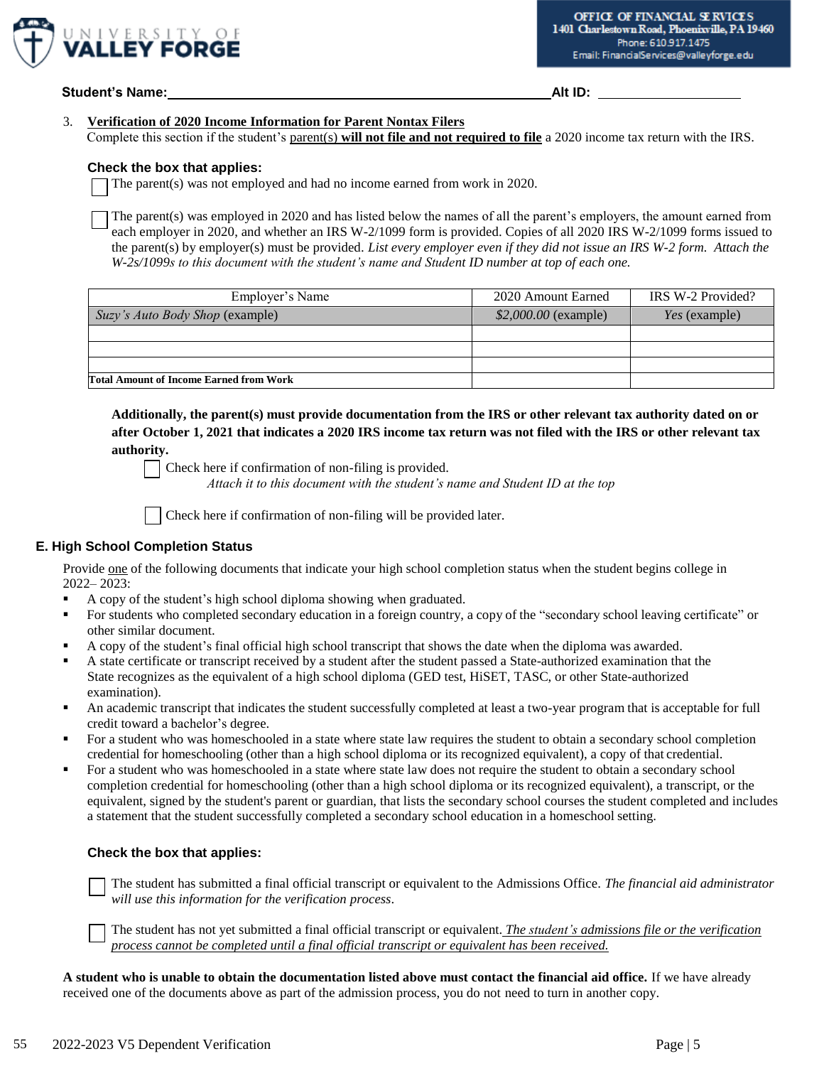**Student's Name:** ______________________________ **Alt ID:** ____________________

3. **Verification of 2020 Income Information for Parent Nontax Filers**

Complete this section if the student's parent(s) **will not file and not required to file** a 2020 income tax return with the IRS.

**Check the box that applies:**

☐ The parent(s) was not employed and had no income earned from work in 2020.

☐ The parent(s) was employed in 2020 and has listed below the names of all the parent's employers, the amount earned from each employer in 2020, and whether an IRS W-2/1099 form is provided. Copies of all 2020 IRS W-2/1099 forms issued to the parent(s) by employer(s) must be provided. *List every employer even if they did not issue an IRS W-2 form. Attach the W-2s/1099s to this document with the student's name and Student ID number at top of each one.*

| Employer's Name | 2020 Amount Earned | IRS W-2 Provided? |
|---|---|---|
| *Suzy's Auto Body Shop* (example) | *$2,000.00* (example) | *Yes* (example) |
| | | |
| | | |
| | | |
| **Total Amount of Income Earned from Work** | | |

**Additionally, the parent(s) must provide documentation from the IRS or other relevant tax authority dated on or after October 1, 2021 that indicates a 2020 IRS income tax return was not filed with the IRS or other relevant tax authority.**

☐ Check here if confirmation of non-filing is provided.
*Attach it to this document with the student's name and Student ID at the top*

☐ Check here if confirmation of non-filing will be provided later.

## E. High School Completion Status

Provide one of the following documents that indicate your high school completion status when the student begins college in 2022– 2023:

- A copy of the student's high school diploma showing when graduated.
- For students who completed secondary education in a foreign country, a copy of the "secondary school leaving certificate" or other similar document.
- A copy of the student's final official high school transcript that shows the date when the diploma was awarded.
- A state certificate or transcript received by a student after the student passed a State-authorized examination that the State recognizes as the equivalent of a high school diploma (GED test, HiSET, TASC, or other State-authorized examination).
- An academic transcript that indicates the student successfully completed at least a two-year program that is acceptable for full credit toward a bachelor's degree.
- For a student who was homeschooled in a state where state law requires the student to obtain a secondary school completion credential for homeschooling (other than a high school diploma or its recognized equivalent), a copy of that credential.
- For a student who was homeschooled in a state where state law does not require the student to obtain a secondary school completion credential for homeschooling (other than a high school diploma or its recognized equivalent), a transcript, or the equivalent, signed by the student's parent or guardian, that lists the secondary school courses the student completed and includes a statement that the student successfully completed a secondary school education in a homeschool setting.

**Check the box that applies:**

☐ The student has submitted a final official transcript or equivalent to the Admissions Office. *The financial aid administrator will use this information for the verification process.*

☐ The student has not yet submitted a final official transcript or equivalent. *The student's admissions file or the verification process cannot be completed until a final official transcript or equivalent has been received.*

**A student who is unable to obtain the documentation listed above must contact the financial aid office.** If we have already received one of the documents above as part of the admission process, you do not need to turn in another copy.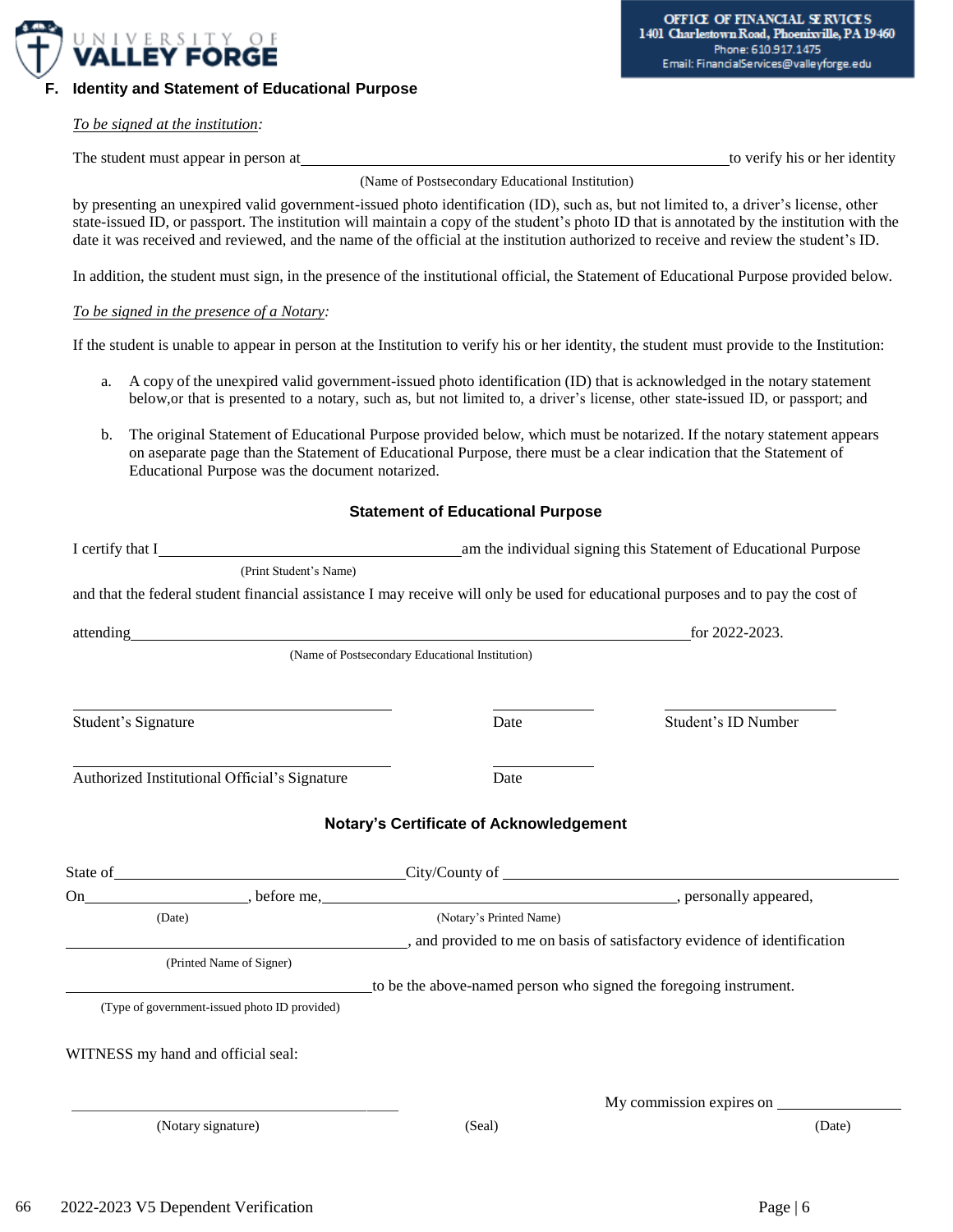**UNIVERSITY OF VALLEY FORGE**

**OFFICE OF FINANCIAL SERVICES**
1401 Charlestown Road, Phoenixville, PA 19460
Phone: 610.917.1475
Email: FinancialServices@valleyforge.edu

### F. Identity and Statement of Educational Purpose

*To be signed at the institution:*

The student must appear in person at \_\_\_\_\_\_\_\_\_\_\_\_\_\_\_\_\_\_\_\_\_\_\_\_\_\_\_\_\_\_\_\_\_\_\_\_\_\_\_\_ to verify his or her identity
(Name of Postsecondary Educational Institution)

by presenting an unexpired valid government-issued photo identification (ID), such as, but not limited to, a driver's license, other state-issued ID, or passport. The institution will maintain a copy of the student's photo ID that is annotated by the institution with the date it was received and reviewed, and the name of the official at the institution authorized to receive and review the student's ID.

In addition, the student must sign, in the presence of the institutional official, the Statement of Educational Purpose provided below.

*To be signed in the presence of a Notary:*

If the student is unable to appear in person at the Institution to verify his or her identity, the student must provide to the Institution:

a. A copy of the unexpired valid government-issued photo identification (ID) that is acknowledged in the notary statement below,or that is presented to a notary, such as, but not limited to, a driver's license, other state-issued ID, or passport; and

b. The original Statement of Educational Purpose provided below, which must be notarized. If the notary statement appears on aseparate page than the Statement of Educational Purpose, there must be a clear indication that the Statement of Educational Purpose was the document notarized.

#### Statement of Educational Purpose

I certify that I \_\_\_\_\_\_\_\_\_\_\_\_\_\_\_\_\_\_\_\_\_\_\_\_\_\_\_\_\_\_ am the individual signing this Statement of Educational Purpose
(Print Student's Name)

and that the federal student financial assistance I may receive will only be used for educational purposes and to pay the cost of

attending \_\_\_\_\_\_\_\_\_\_\_\_\_\_\_\_\_\_\_\_\_\_\_\_\_\_\_\_\_\_\_\_\_\_\_\_\_\_\_\_\_\_\_\_\_\_\_\_ for 2022-2023.
(Name of Postsecondary Educational Institution)

\_\_\_\_\_\_\_\_\_\_\_\_\_\_\_\_\_\_\_\_\_\_\_\_\_\_\_\_\_\_ \_\_\_\_\_\_\_\_\_\_\_\_ \_\_\_\_\_\_\_\_\_\_\_\_\_\_\_\_\_\_
Student's Signature Date Student's ID Number

\_\_\_\_\_\_\_\_\_\_\_\_\_\_\_\_\_\_\_\_\_\_\_\_\_\_\_\_\_\_ \_\_\_\_\_\_\_\_\_\_\_\_
Authorized Institutional Official's Signature Date

#### Notary's Certificate of Acknowledgement

State of \_\_\_\_\_\_\_\_\_\_\_\_\_\_\_\_\_\_\_\_\_\_\_\_\_\_\_\_ City/County of \_\_\_\_\_\_\_\_\_\_\_\_\_\_\_\_\_\_\_\_\_\_\_\_\_\_\_\_\_\_\_\_\_\_\_\_

On \_\_\_\_\_\_\_\_\_\_\_\_\_\_\_\_, before me, \_\_\_\_\_\_\_\_\_\_\_\_\_\_\_\_\_\_\_\_\_\_\_\_\_\_\_\_\_\_\_\_, personally appeared,
(Date) (Notary's Printed Name)

\_\_\_\_\_\_\_\_\_\_\_\_\_\_\_\_\_\_\_\_\_\_\_\_\_\_\_\_\_\_\_\_, and provided to me on basis of satisfactory evidence of identification
(Printed Name of Signer)

\_\_\_\_\_\_\_\_\_\_\_\_\_\_\_\_\_\_\_\_\_\_\_\_\_\_\_\_\_\_ to be the above-named person who signed the foregoing instrument.
(Type of government-issued photo ID provided)

WITNESS my hand and official seal:

\_\_\_\_\_\_\_\_\_\_\_\_\_\_\_\_\_\_\_\_\_\_\_\_\_\_\_\_\_\_ My commission expires on \_\_\_\_\_\_\_\_\_\_\_\_\_\_
(Notary signature) (Seal) (Date)

2022-2023 V5 Dependent Verification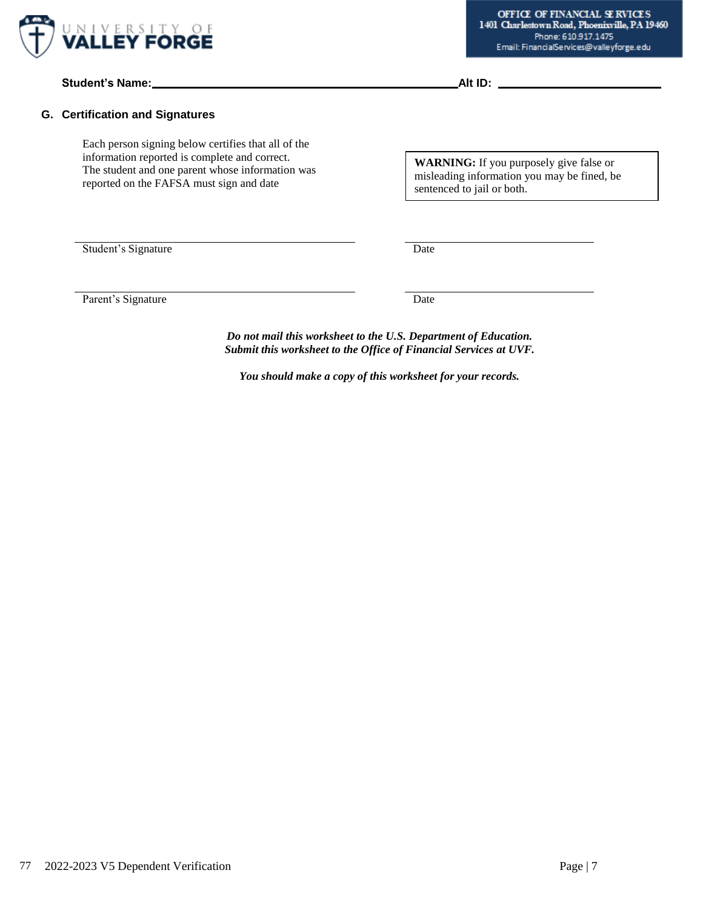**OFFICE OF FINANCIAL SERVICES**
1401 Charlestown Road, Phoenixville, PA 19460
Phone: 610.917.1475
Email: FinancialServices@valleyforge.edu

**Student's Name:** ______________________________ **Alt ID:** ____________________

## G. Certification and Signatures

Each person signing below certifies that all of the information reported is complete and correct. The student and one parent whose information was reported on the FAFSA must sign and date

**WARNING:** If you purposely give false or misleading information you may be fined, be sentenced to jail or both.

______________________________ ____________________
Student's Signature Date

______________________________ ____________________
Parent's Signature Date

***Do not mail this worksheet to the U.S. Department of Education.***
***Submit this worksheet to the Office of Financial Services at UVF.***

***You should make a copy of this worksheet for your records.***